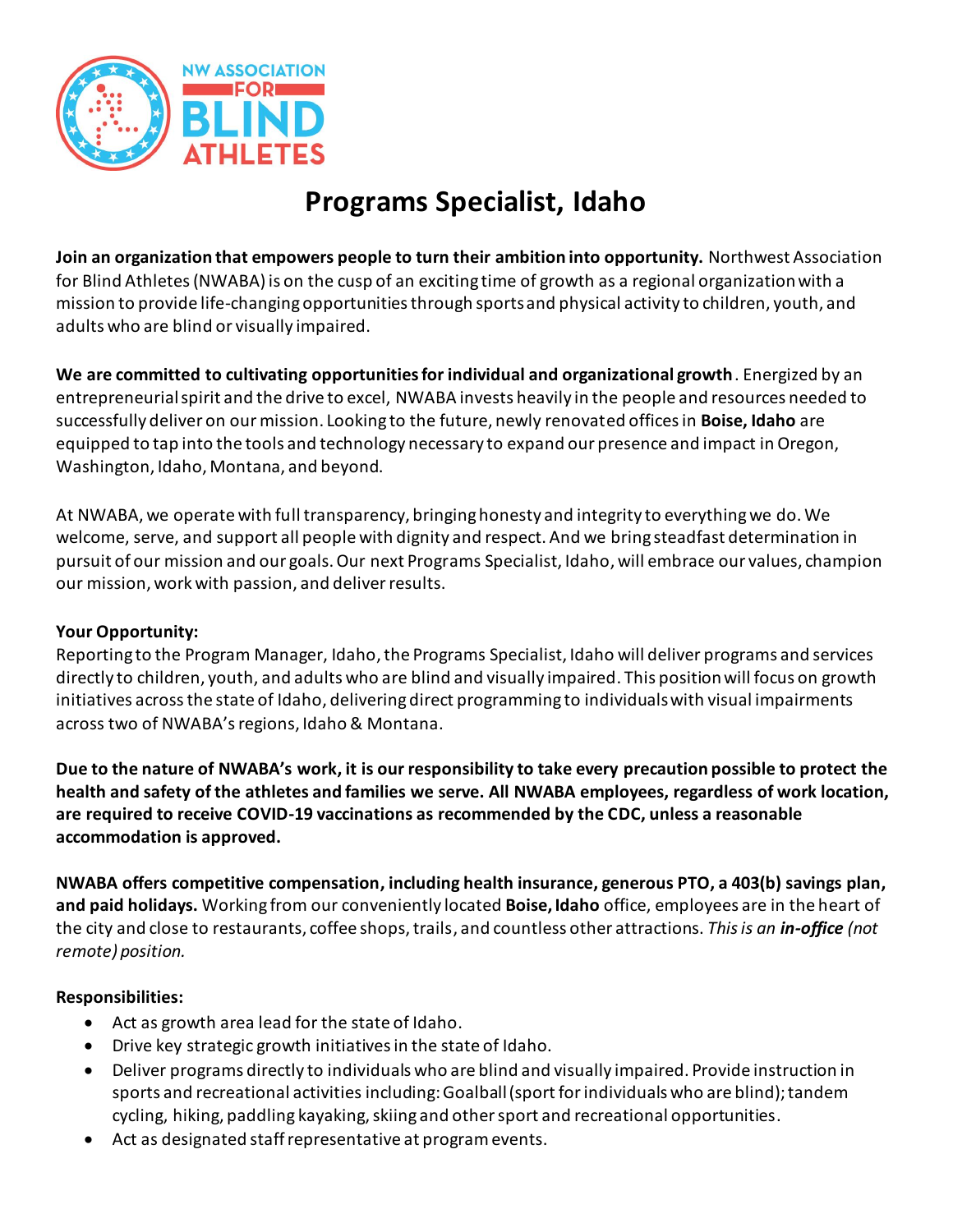# Programs Specialist, Idaho

**Join an organization that empowers people to turn their ambition into opportunity.** Northwest Association for Blind Athletes (NWABA) is on the cusp of an exciting time of growth as a regional organization with a mission to provide life-changing opportunities through sports and physical activity to children, youth, and adults who are blind or visually impaired.

**We are committed to cultivating opportunities for individual and organizational growth**. Energized by an entrepreneurial spirit and the drive to excel, NWABA invests heavily in the people and resources needed to successfully deliver on our mission. Looking to the future, newly renovated offices in **Boise, Idaho** are equipped to tap into the tools and technology necessary to expand our presence and impact in Oregon, Washington, Idaho, Montana, and beyond.

At NWABA, we operate with full transparency, bringing honesty and integrity to everything we do. We welcome, serve, and support all people with dignity and respect. And we bring steadfast determination in pursuit of our mission and our goals. Our next Programs Specialist, Idaho, will embrace our values, champion our mission, work with passion, and deliver results.

**Your Opportunity:**
Reporting to the Program Manager, Idaho, the Programs Specialist, Idaho will deliver programs and services directly to children, youth, and adults who are blind and visually impaired. This position will focus on growth initiatives across the state of Idaho, delivering direct programming to individuals with visual impairments across two of NWABA's regions, Idaho & Montana.

**Due to the nature of NWABA's work, it is our responsibility to take every precaution possible to protect the health and safety of the athletes and families we serve. All NWABA employees, regardless of work location, are required to receive COVID-19 vaccinations as recommended by the CDC, unless a reasonable accommodation is approved.**

**NWABA offers competitive compensation, including health insurance, generous PTO, a 403(b) savings plan, and paid holidays.** Working from our conveniently located **Boise, Idaho** office, employees are in the heart of the city and close to restaurants, coffee shops, trails, and countless other attractions. *This is an **in-office** (not remote) position.*

**Responsibilities:**

- Act as growth area lead for the state of Idaho.
- Drive key strategic growth initiatives in the state of Idaho.
- Deliver programs directly to individuals who are blind and visually impaired. Provide instruction in sports and recreational activities including: Goalball (sport for individuals who are blind); tandem cycling, hiking, paddling kayaking, skiing and other sport and recreational opportunities.
- Act as designated staff representative at program events.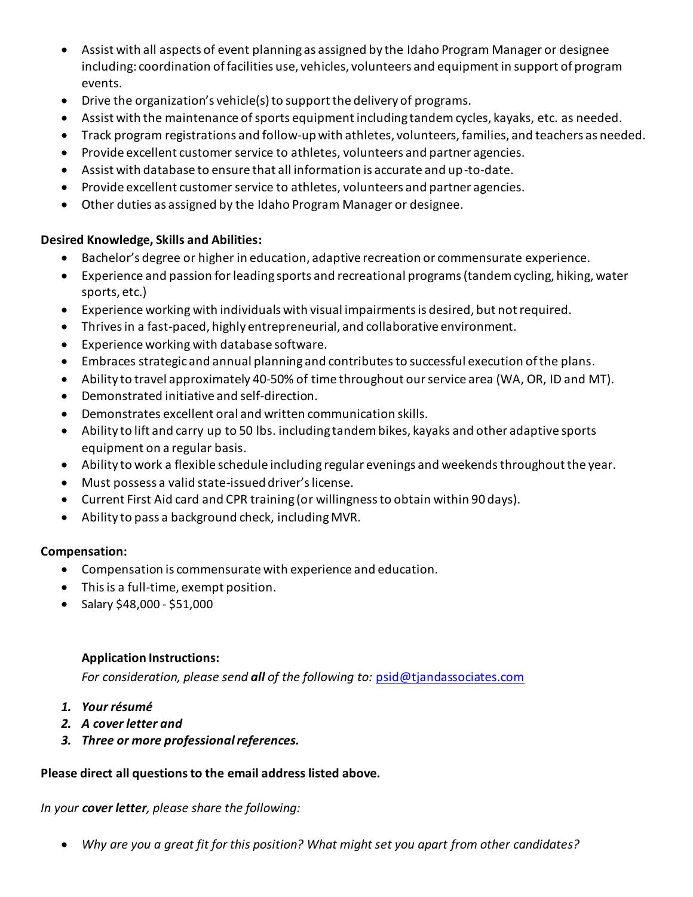- Assist with all aspects of event planning as assigned by the Idaho Program Manager or designee including: coordination of facilities use, vehicles, volunteers and equipment in support of program events.
- Drive the organization's vehicle(s) to support the delivery of programs.
- Assist with the maintenance of sports equipment including tandem cycles, kayaks, etc. as needed.
- Track program registrations and follow-up with athletes, volunteers, families, and teachers as needed.
- Provide excellent customer service to athletes, volunteers and partner agencies.
- Assist with database to ensure that all information is accurate and up-to-date.
- Provide excellent customer service to athletes, volunteers and partner agencies.
- Other duties as assigned by the Idaho Program Manager or designee.

**Desired Knowledge, Skills and Abilities:**

- Bachelor's degree or higher in education, adaptive recreation or commensurate experience.
- Experience and passion for leading sports and recreational programs (tandem cycling, hiking, water sports, etc.)
- Experience working with individuals with visual impairments is desired, but not required.
- Thrives in a fast-paced, highly entrepreneurial, and collaborative environment.
- Experience working with database software.
- Embraces strategic and annual planning and contributes to successful execution of the plans.
- Ability to travel approximately 40-50% of time throughout our service area (WA, OR, ID and MT).
- Demonstrated initiative and self-direction.
- Demonstrates excellent oral and written communication skills.
- Ability to lift and carry up to 50 lbs. including tandem bikes, kayaks and other adaptive sports equipment on a regular basis.
- Ability to work a flexible schedule including regular evenings and weekends throughout the year.
- Must possess a valid state-issued driver's license.
- Current First Aid card and CPR training (or willingness to obtain within 90 days).
- Ability to pass a background check, including MVR.

**Compensation:**

- Compensation is commensurate with experience and education.
- This is a full-time, exempt position.
- Salary $48,000 - $51,000

**Application Instructions:**

*For consideration, please send **all** of the following to:* psid@tjandassociates.com

1. ***Your résumé***
2. ***A cover letter and***
3. ***Three or more professional references.***

**Please direct all questions to the email address listed above.**

*In your **cover letter**, please share the following:*

- *Why are you a great fit for this position? What might set you apart from other candidates?*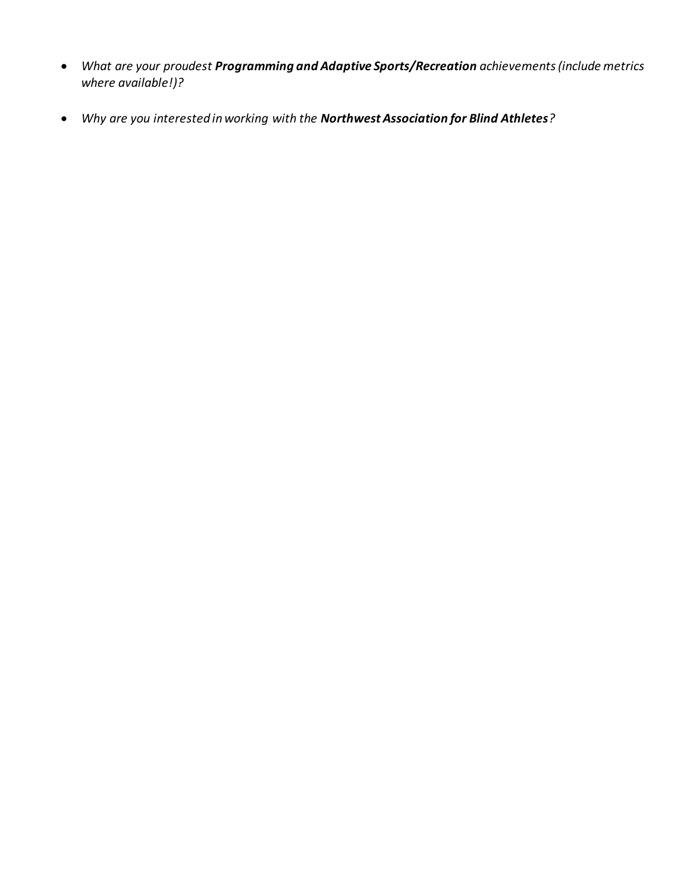- *What are your proudest **Programming and Adaptive Sports/Recreation** achievements (include metrics where available!)?*

- *Why are you interested in working with the **Northwest Association for Blind Athletes**?*